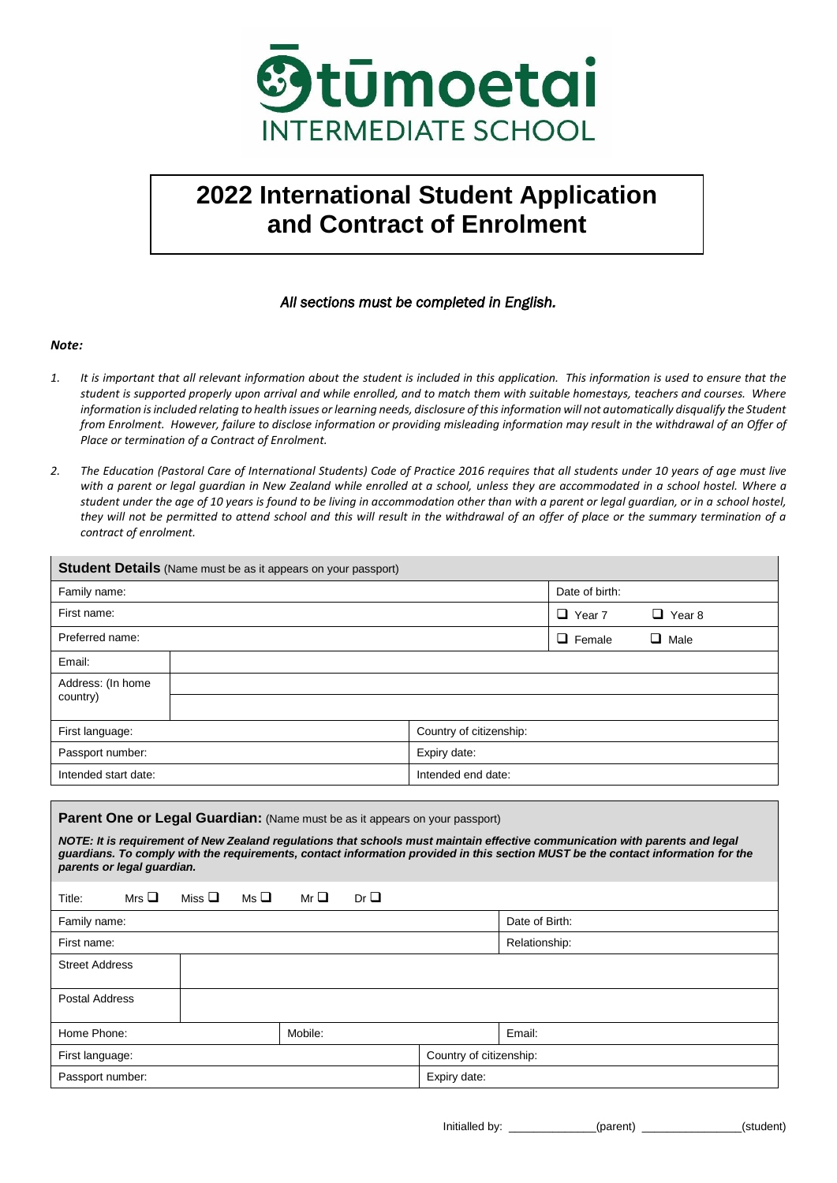**Ōtūmoetai INTERMEDIATE SCHOOL**

# 2022 International Student Application and Contract of Enrolment

*All sections must be completed in English.*

***Note:***

1. *It is important that all relevant information about the student is included in this application. This information is used to ensure that the student is supported properly upon arrival and while enrolled, and to match them with suitable homestays, teachers and courses. Where information is included relating to health issues or learning needs, disclosure of this information will not automatically disqualify the Student from Enrolment. However, failure to disclose information or providing misleading information may result in the withdrawal of an Offer of Place or termination of a Contract of Enrolment.*

2. *The Education (Pastoral Care of International Students) Code of Practice 2016 requires that all students under 10 years of age must live with a parent or legal guardian in New Zealand while enrolled at a school, unless they are accommodated in a school hostel. Where a student under the age of 10 years is found to be living in accommodation other than with a parent or legal guardian, or in a school hostel, they will not be permitted to attend school and this will result in the withdrawal of an offer of place or the summary termination of a contract of enrolment.*

| **Student Details** (Name must be as it appears on your passport) | | | |
|---|---|---|---|
| Family name: | | | Date of birth: |
| First name: | | | ❑ Year 7 ❑ Year 8 |
| Preferred name: | | | ❑ Female ❑ Male |
| Email: | | | |
| Address: (In home country) | | | |
| | | | |
| First language: | | Country of citizenship: | |
| Passport number: | | Expiry date: | |
| Intended start date: | | Intended end date: | |

**Parent One or Legal Guardian:** (Name must be as it appears on your passport)

***NOTE: It is requirement of New Zealand regulations that schools must maintain effective communication with parents and legal guardians. To comply with the requirements, contact information provided in this section MUST be the contact information for the parents or legal guardian.***

| Title: Mrs ❑ Miss ❑ Ms ❑ Mr ❑ Dr ❑ | | | |
|---|---|---|---|
| Family name: | | | Date of Birth: |
| First name: | | | Relationship: |
| Street Address | | | |
| Postal Address | | | |
| Home Phone: | Mobile: | | Email: |
| First language: | | Country of citizenship: | |
| Passport number: | | Expiry date: | |

Initialled by: ______________(parent) ________________(student)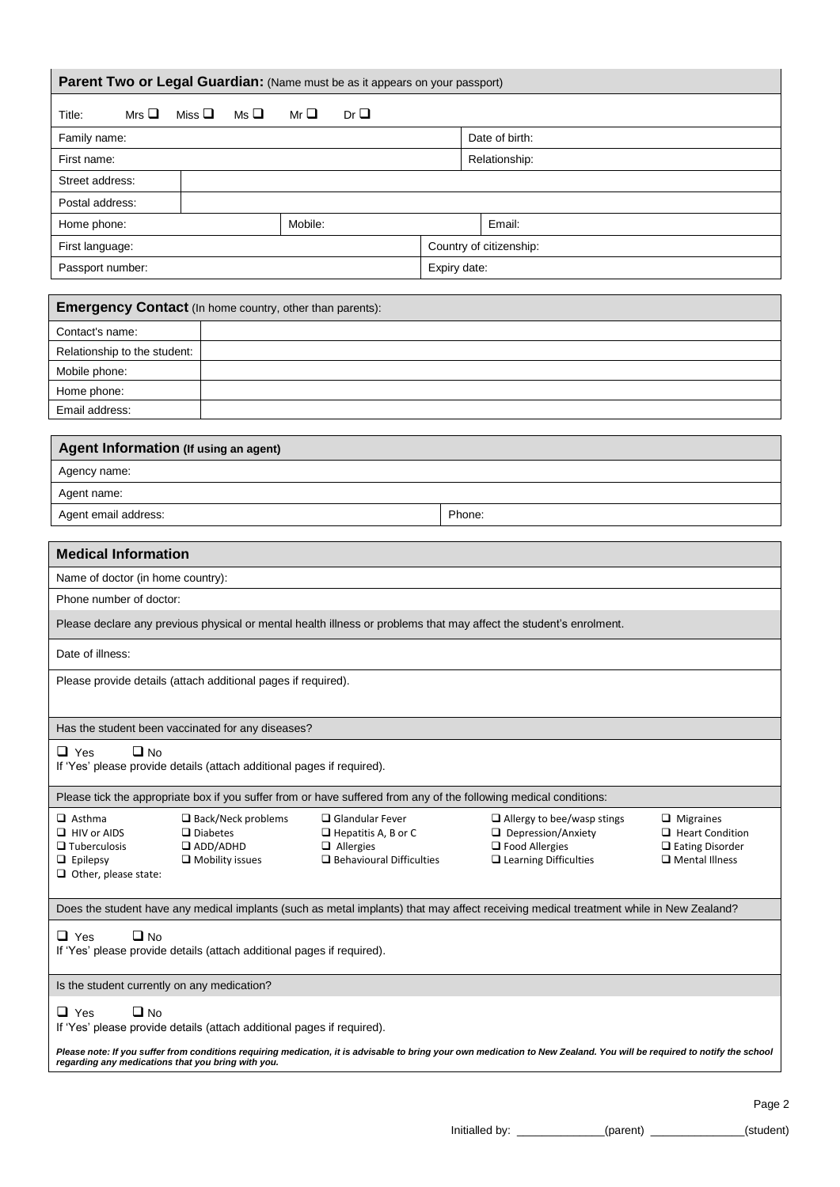## Parent Two or Legal Guardian: (Name must be as it appears on your passport)

| Title: Mrs ❑ Miss ❑ Ms ❑ Mr ❑ Dr ❑ | |
|---|---|
| Family name: | Date of birth: |
| First name: | Relationship: |
| Street address: | |
| Postal address: | |
| Home phone: | Mobile: | Email: |
| First language: | Country of citizenship: |
| Passport number: | Expiry date: |

## Emergency Contact (In home country, other than parents):

| | |
|---|---|
| Contact's name: | |
| Relationship to the student: | |
| Mobile phone: | |
| Home phone: | |
| Email address: | |

## Agent Information (If using an agent)

| | |
|---|---|
| Agency name: | |
| Agent name: | |
| Agent email address: | Phone: |

## Medical Information

Name of doctor (in home country):

Phone number of doctor:

Please declare any previous physical or mental health illness or problems that may affect the student's enrolment.

Date of illness:

Please provide details (attach additional pages if required).

Has the student been vaccinated for any diseases?

❑ Yes ❑ No
If 'Yes' please provide details (attach additional pages if required).

Please tick the appropriate box if you suffer from or have suffered from any of the following medical conditions:

| | | | | |
|---|---|---|---|---|
| ❑ Asthma | ❑ Back/Neck problems | ❑ Glandular Fever | ❑ Allergy to bee/wasp stings | ❑ Migraines |
| ❑ HIV or AIDS | ❑ Diabetes | ❑ Hepatitis A, B or C | ❑ Depression/Anxiety | ❑ Heart Condition |
| ❑ Tuberculosis | ❑ ADD/ADHD | ❑ Allergies | ❑ Food Allergies | ❑ Eating Disorder |
| ❑ Epilepsy | ❑ Mobility issues | ❑ Behavioural Difficulties | ❑ Learning Difficulties | ❑ Mental Illness |
| ❑ Other, please state: | | | | |

Does the student have any medical implants (such as metal implants) that may affect receiving medical treatment while in New Zealand?

❑ Yes ❑ No
If 'Yes' please provide details (attach additional pages if required).

Is the student currently on any medication?

❑ Yes ❑ No
If 'Yes' please provide details (attach additional pages if required).

***Please note: If you suffer from conditions requiring medication, it is advisable to bring your own medication to New Zealand. You will be required to notify the school regarding any medications that you bring with you.***

Initialled by: _____________(parent) ______________(student)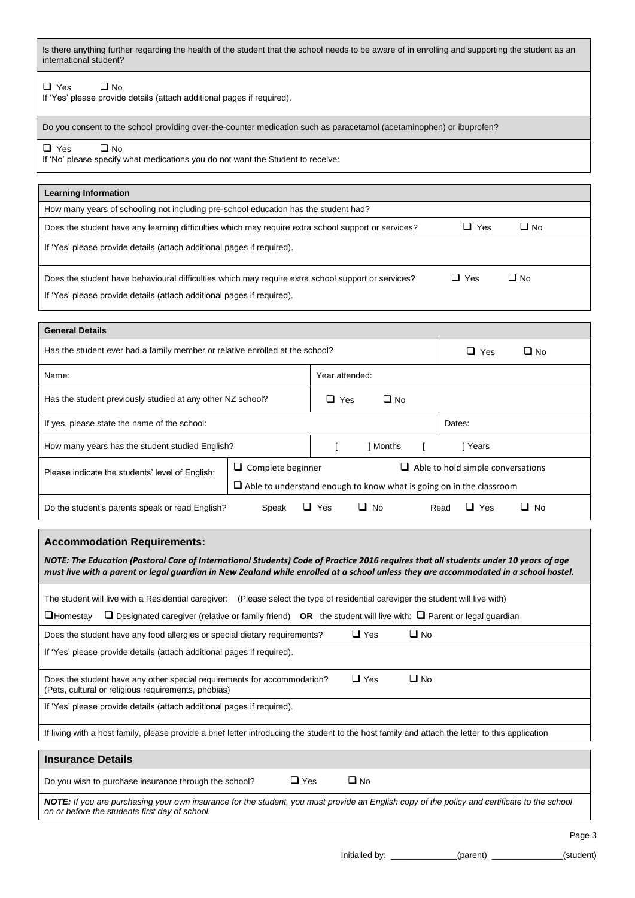| Is there anything further regarding the health of the student that the school needs to be aware of in enrolling and supporting the student as an international student? |
|---|
| ❑ Yes ❑ No<br>If 'Yes' please provide details (attach additional pages if required). |
| Do you consent to the school providing over-the-counter medication such as paracetamol (acetaminophen) or ibuprofen? |
| ❑ Yes ❑ No<br>If 'No' please specify what medications you do not want the Student to receive: |

| **Learning Information** | | |
|---|---|---|
| How many years of schooling not including pre-school education has the student had? | | |
| Does the student have any learning difficulties which may require extra school support or services? | ❑ Yes | ❑ No |
| If 'Yes' please provide details (attach additional pages if required). | | |
| Does the student have behavioural difficulties which may require extra school support or services?<br>If 'Yes' please provide details (attach additional pages if required). | ❑ Yes | ❑ No |

| **General Details** | | | |
|---|---|---|---|
| Has the student ever had a family member or relative enrolled at the school? | | | ❑ Yes ❑ No |
| Name: | | Year attended: | |
| Has the student previously studied at any other NZ school? | | ❑ Yes ❑ No | |
| If yes, please state the name of the school: | | | Dates: |
| How many years has the student studied English? | | [ ] Months | [ ] Years |
| Please indicate the students' level of English: | ❑ Complete beginner | | ❑ Able to hold simple conversations |
| | ❑ Able to understand enough to know what is going on in the classroom | | |
| Do the student's parents speak or read English? | Speak ❑ Yes ❑ No | | Read ❑ Yes ❑ No |

## Accommodation Requirements:

***NOTE: The Education (Pastoral Care of International Students) Code of Practice 2016 requires that all students under 10 years of age must live with a parent or legal guardian in New Zealand while enrolled at a school unless they are accommodated in a school hostel.***

| The student will live with a Residential caregiver: (Please select the type of residential careviger the student will live with)<br>❑Homestay ❑ Designated caregiver (relative or family friend) **OR** the student will live with: ❑ Parent or legal guardian | | |
|---|---|---|
| Does the student have any food allergies or special dietary requirements? | ❑ Yes | ❑ No |
| If 'Yes' please provide details (attach additional pages if required). | | |
| Does the student have any other special requirements for accommodation?<br>(Pets, cultural or religious requirements, phobias) | ❑ Yes | ❑ No |
| If 'Yes' please provide details (attach additional pages if required). | | |
| If living with a host family, please provide a brief letter introducing the student to the host family and attach the letter to this application | | |

## Insurance Details

| Do you wish to purchase insurance through the school? | ❑ Yes | ❑ No |
|---|---|---|

***NOTE:** If you are purchasing your own insurance for the student, you must provide an English copy of the policy and certificate to the school on or before the students first day of school.*

Initialled by: ______________(parent) _______________(student)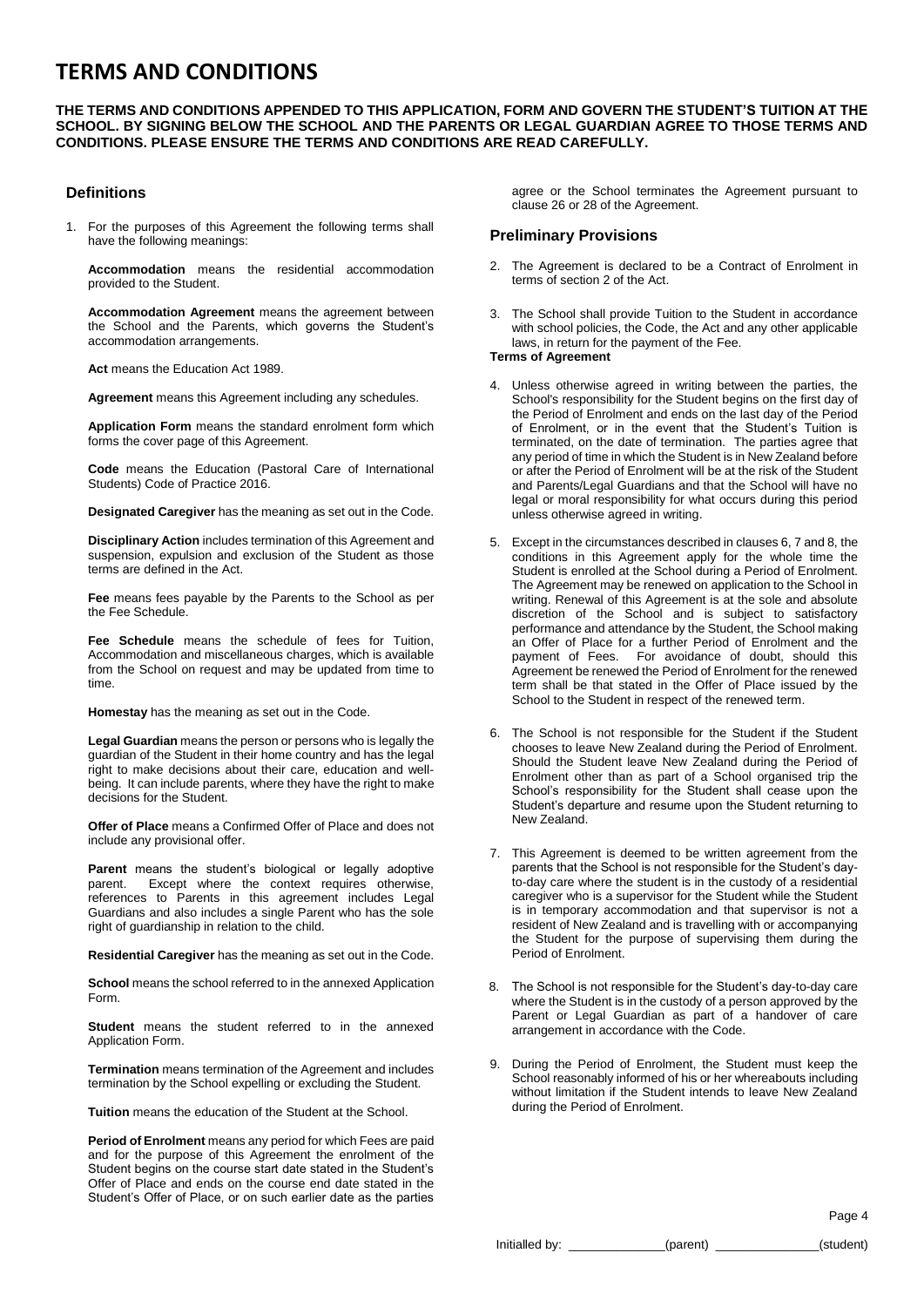# TERMS AND CONDITIONS

**THE TERMS AND CONDITIONS APPENDED TO THIS APPLICATION, FORM AND GOVERN THE STUDENT'S TUITION AT THE SCHOOL. BY SIGNING BELOW THE SCHOOL AND THE PARENTS OR LEGAL GUARDIAN AGREE TO THOSE TERMS AND CONDITIONS. PLEASE ENSURE THE TERMS AND CONDITIONS ARE READ CAREFULLY.**

## Definitions

1. For the purposes of this Agreement the following terms shall have the following meanings:

   **Accommodation** means the residential accommodation provided to the Student.

   **Accommodation Agreement** means the agreement between the School and the Parents, which governs the Student's accommodation arrangements.

   **Act** means the Education Act 1989.

   **Agreement** means this Agreement including any schedules.

   **Application Form** means the standard enrolment form which forms the cover page of this Agreement.

   **Code** means the Education (Pastoral Care of International Students) Code of Practice 2016.

   **Designated Caregiver** has the meaning as set out in the Code.

   **Disciplinary Action** includes termination of this Agreement and suspension, expulsion and exclusion of the Student as those terms are defined in the Act.

   **Fee** means fees payable by the Parents to the School as per the Fee Schedule.

   **Fee Schedule** means the schedule of fees for Tuition, Accommodation and miscellaneous charges, which is available from the School on request and may be updated from time to time.

   **Homestay** has the meaning as set out in the Code.

   **Legal Guardian** means the person or persons who is legally the guardian of the Student in their home country and has the legal right to make decisions about their care, education and well-being. It can include parents, where they have the right to make decisions for the Student.

   **Offer of Place** means a Confirmed Offer of Place and does not include any provisional offer.

   **Parent** means the student's biological or legally adoptive parent. Except where the context requires otherwise, references to Parents in this agreement includes Legal Guardians and also includes a single Parent who has the sole right of guardianship in relation to the child.

   **Residential Caregiver** has the meaning as set out in the Code.

   **School** means the school referred to in the annexed Application Form.

   **Student** means the student referred to in the annexed Application Form.

   **Termination** means termination of the Agreement and includes termination by the School expelling or excluding the Student.

   **Tuition** means the education of the Student at the School.

   **Period of Enrolment** means any period for which Fees are paid and for the purpose of this Agreement the enrolment of the Student begins on the course start date stated in the Student's Offer of Place and ends on the course end date stated in the Student's Offer of Place, or on such earlier date as the parties agree or the School terminates the Agreement pursuant to clause 26 or 28 of the Agreement.

## Preliminary Provisions

2. The Agreement is declared to be a Contract of Enrolment in terms of section 2 of the Act.

3. The School shall provide Tuition to the Student in accordance with school policies, the Code, the Act and any other applicable laws, in return for the payment of the Fee.

**Terms of Agreement**

4. Unless otherwise agreed in writing between the parties, the School's responsibility for the Student begins on the first day of the Period of Enrolment and ends on the last day of the Period of Enrolment, or in the event that the Student's Tuition is terminated, on the date of termination. The parties agree that any period of time in which the Student is in New Zealand before or after the Period of Enrolment will be at the risk of the Student and Parents/Legal Guardians and that the School will have no legal or moral responsibility for what occurs during this period unless otherwise agreed in writing.

5. Except in the circumstances described in clauses 6, 7 and 8, the conditions in this Agreement apply for the whole time the Student is enrolled at the School during a Period of Enrolment. The Agreement may be renewed on application to the School in writing. Renewal of this Agreement is at the sole and absolute discretion of the School and is subject to satisfactory performance and attendance by the Student, the School making an Offer of Place for a further Period of Enrolment and the payment of Fees. For avoidance of doubt, should this Agreement be renewed the Period of Enrolment for the renewed term shall be that stated in the Offer of Place issued by the School to the Student in respect of the renewed term.

6. The School is not responsible for the Student if the Student chooses to leave New Zealand during the Period of Enrolment. Should the Student leave New Zealand during the Period of Enrolment other than as part of a School organised trip the School's responsibility for the Student shall cease upon the Student's departure and resume upon the Student returning to New Zealand.

7. This Agreement is deemed to be written agreement from the parents that the School is not responsible for the Student's day-to-day care where the student is in the custody of a residential caregiver who is a supervisor for the Student while the Student is in temporary accommodation and that supervisor is not a resident of New Zealand and is travelling with or accompanying the Student for the purpose of supervising them during the Period of Enrolment.

8. The School is not responsible for the Student's day-to-day care where the Student is in the custody of a person approved by the Parent or Legal Guardian as part of a handover of care arrangement in accordance with the Code.

9. During the Period of Enrolment, the Student must keep the School reasonably informed of his or her whereabouts including without limitation if the Student intends to leave New Zealand during the Period of Enrolment.

Initialled by: ______________(parent) _______________(student)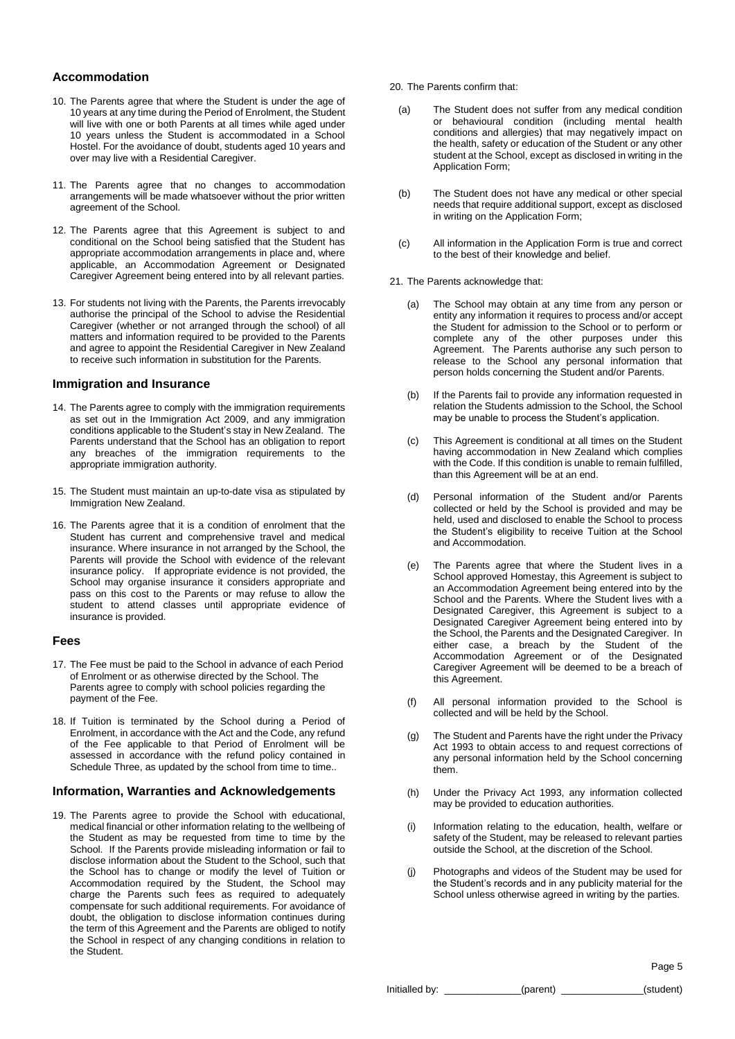## Accommodation

10. The Parents agree that where the Student is under the age of 10 years at any time during the Period of Enrolment, the Student will live with one or both Parents at all times while aged under 10 years unless the Student is accommodated in a School Hostel. For the avoidance of doubt, students aged 10 years and over may live with a Residential Caregiver.

11. The Parents agree that no changes to accommodation arrangements will be made whatsoever without the prior written agreement of the School.

12. The Parents agree that this Agreement is subject to and conditional on the School being satisfied that the Student has appropriate accommodation arrangements in place and, where applicable, an Accommodation Agreement or Designated Caregiver Agreement being entered into by all relevant parties.

13. For students not living with the Parents, the Parents irrevocably authorise the principal of the School to advise the Residential Caregiver (whether or not arranged through the school) of all matters and information required to be provided to the Parents and agree to appoint the Residential Caregiver in New Zealand to receive such information in substitution for the Parents.

## Immigration and Insurance

14. The Parents agree to comply with the immigration requirements as set out in the Immigration Act 2009, and any immigration conditions applicable to the Student's stay in New Zealand. The Parents understand that the School has an obligation to report any breaches of the immigration requirements to the appropriate immigration authority.

15. The Student must maintain an up-to-date visa as stipulated by Immigration New Zealand.

16. The Parents agree that it is a condition of enrolment that the Student has current and comprehensive travel and medical insurance. Where insurance in not arranged by the School, the Parents will provide the School with evidence of the relevant insurance policy. If appropriate evidence is not provided, the School may organise insurance it considers appropriate and pass on this cost to the Parents or may refuse to allow the student to attend classes until appropriate evidence of insurance is provided.

## Fees

17. The Fee must be paid to the School in advance of each Period of Enrolment or as otherwise directed by the School. The Parents agree to comply with school policies regarding the payment of the Fee.

18. If Tuition is terminated by the School during a Period of Enrolment, in accordance with the Act and the Code, any refund of the Fee applicable to that Period of Enrolment will be assessed in accordance with the refund policy contained in Schedule Three, as updated by the school from time to time..

## Information, Warranties and Acknowledgements

19. The Parents agree to provide the School with educational, medical financial or other information relating to the wellbeing of the Student as may be requested from time to time by the School. If the Parents provide misleading information or fail to disclose information about the Student to the School, such that the School has to change or modify the level of Tuition or Accommodation required by the Student, the School may charge the Parents such fees as required to adequately compensate for such additional requirements. For avoidance of doubt, the obligation to disclose information continues during the term of this Agreement and the Parents are obliged to notify the School in respect of any changing conditions in relation to the Student.

20. The Parents confirm that:

    (a) The Student does not suffer from any medical condition or behavioural condition (including mental health conditions and allergies) that may negatively impact on the health, safety or education of the Student or any other student at the School, except as disclosed in writing in the Application Form;

    (b) The Student does not have any medical or other special needs that require additional support, except as disclosed in writing on the Application Form;

    (c) All information in the Application Form is true and correct to the best of their knowledge and belief.

21. The Parents acknowledge that:

    (a) The School may obtain at any time from any person or entity any information it requires to process and/or accept the Student for admission to the School or to perform or complete any of the other purposes under this Agreement. The Parents authorise any such person to release to the School any personal information that person holds concerning the Student and/or Parents.

    (b) If the Parents fail to provide any information requested in relation the Students admission to the School, the School may be unable to process the Student's application.

    (c) This Agreement is conditional at all times on the Student having accommodation in New Zealand which complies with the Code. If this condition is unable to remain fulfilled, than this Agreement will be at an end.

    (d) Personal information of the Student and/or Parents collected or held by the School is provided and may be held, used and disclosed to enable the School to process the Student's eligibility to receive Tuition at the School and Accommodation.

    (e) The Parents agree that where the Student lives in a School approved Homestay, this Agreement is subject to an Accommodation Agreement being entered into by the School and the Parents. Where the Student lives with a Designated Caregiver, this Agreement is subject to a Designated Caregiver Agreement being entered into by the School, the Parents and the Designated Caregiver. In either case, a breach by the Student of the Accommodation Agreement or of the Designated Caregiver Agreement will be deemed to be a breach of this Agreement.

    (f) All personal information provided to the School is collected and will be held by the School.

    (g) The Student and Parents have the right under the Privacy Act 1993 to obtain access to and request corrections of any personal information held by the School concerning them.

    (h) Under the Privacy Act 1993, any information collected may be provided to education authorities.

    (i) Information relating to the education, health, welfare or safety of the Student, may be released to relevant parties outside the School, at the discretion of the School.

    (j) Photographs and videos of the Student may be used for the Student's records and in any publicity material for the School unless otherwise agreed in writing by the parties.

Initialled by: ______________(parent) ______________(student)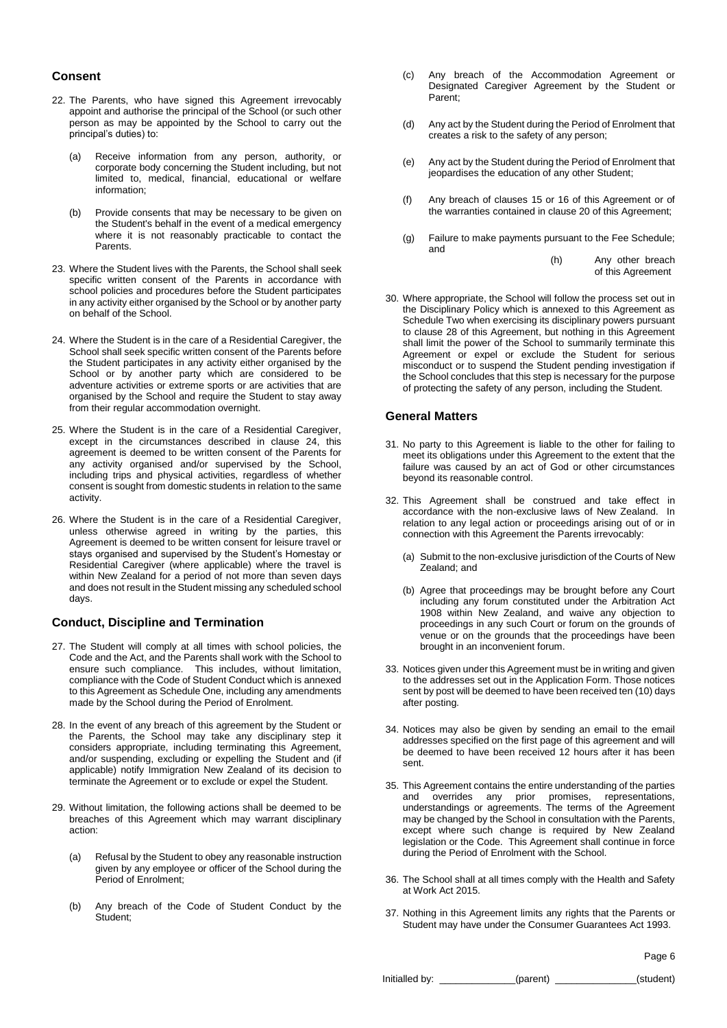## Consent

22. The Parents, who have signed this Agreement irrevocably appoint and authorise the principal of the School (or such other person as may be appointed by the School to carry out the principal's duties) to:

    (a) Receive information from any person, authority, or corporate body concerning the Student including, but not limited to, medical, financial, educational or welfare information;

    (b) Provide consents that may be necessary to be given on the Student's behalf in the event of a medical emergency where it is not reasonably practicable to contact the Parents.

23. Where the Student lives with the Parents, the School shall seek specific written consent of the Parents in accordance with school policies and procedures before the Student participates in any activity either organised by the School or by another party on behalf of the School.

24. Where the Student is in the care of a Residential Caregiver, the School shall seek specific written consent of the Parents before the Student participates in any activity either organised by the School or by another party which are considered to be adventure activities or extreme sports or are activities that are organised by the School and require the Student to stay away from their regular accommodation overnight.

25. Where the Student is in the care of a Residential Caregiver, except in the circumstances described in clause 24, this agreement is deemed to be written consent of the Parents for any activity organised and/or supervised by the School, including trips and physical activities, regardless of whether consent is sought from domestic students in relation to the same activity.

26. Where the Student is in the care of a Residential Caregiver, unless otherwise agreed in writing by the parties, this Agreement is deemed to be written consent for leisure travel or stays organised and supervised by the Student's Homestay or Residential Caregiver (where applicable) where the travel is within New Zealand for a period of not more than seven days and does not result in the Student missing any scheduled school days.

## Conduct, Discipline and Termination

27. The Student will comply at all times with school policies, the Code and the Act, and the Parents shall work with the School to ensure such compliance. This includes, without limitation, compliance with the Code of Student Conduct which is annexed to this Agreement as Schedule One, including any amendments made by the School during the Period of Enrolment.

28. In the event of any breach of this agreement by the Student or the Parents, the School may take any disciplinary step it considers appropriate, including terminating this Agreement, and/or suspending, excluding or expelling the Student and (if applicable) notify Immigration New Zealand of its decision to terminate the Agreement or to exclude or expel the Student.

29. Without limitation, the following actions shall be deemed to be breaches of this Agreement which may warrant disciplinary action:

    (a) Refusal by the Student to obey any reasonable instruction given by any employee or officer of the School during the Period of Enrolment;

    (b) Any breach of the Code of Student Conduct by the Student;

    (c) Any breach of the Accommodation Agreement or Designated Caregiver Agreement by the Student or Parent;

    (d) Any act by the Student during the Period of Enrolment that creates a risk to the safety of any person;

    (e) Any act by the Student during the Period of Enrolment that jeopardises the education of any other Student;

    (f) Any breach of clauses 15 or 16 of this Agreement or of the warranties contained in clause 20 of this Agreement;

    (g) Failure to make payments pursuant to the Fee Schedule; and

    (h) Any other breach of this Agreement

30. Where appropriate, the School will follow the process set out in the Disciplinary Policy which is annexed to this Agreement as Schedule Two when exercising its disciplinary powers pursuant to clause 28 of this Agreement, but nothing in this Agreement shall limit the power of the School to summarily terminate this Agreement or expel or exclude the Student for serious misconduct or to suspend the Student pending investigation if the School concludes that this step is necessary for the purpose of protecting the safety of any person, including the Student.

## General Matters

31. No party to this Agreement is liable to the other for failing to meet its obligations under this Agreement to the extent that the failure was caused by an act of God or other circumstances beyond its reasonable control.

32. This Agreement shall be construed and take effect in accordance with the non-exclusive laws of New Zealand. In relation to any legal action or proceedings arising out of or in connection with this Agreement the Parents irrevocably:

    (a) Submit to the non-exclusive jurisdiction of the Courts of New Zealand; and

    (b) Agree that proceedings may be brought before any Court including any forum constituted under the Arbitration Act 1908 within New Zealand, and waive any objection to proceedings in any such Court or forum on the grounds of venue or on the grounds that the proceedings have been brought in an inconvenient forum.

33. Notices given under this Agreement must be in writing and given to the addresses set out in the Application Form. Those notices sent by post will be deemed to have been received ten (10) days after posting.

34. Notices may also be given by sending an email to the email addresses specified on the first page of this agreement and will be deemed to have been received 12 hours after it has been sent.

35. This Agreement contains the entire understanding of the parties and overrides any prior promises, representations, understandings or agreements. The terms of the Agreement may be changed by the School in consultation with the Parents, except where such change is required by New Zealand legislation or the Code. This Agreement shall continue in force during the Period of Enrolment with the School.

36. The School shall at all times comply with the Health and Safety at Work Act 2015.

37. Nothing in this Agreement limits any rights that the Parents or Student may have under the Consumer Guarantees Act 1993.

Initialled by: ______________(parent) _______________(student)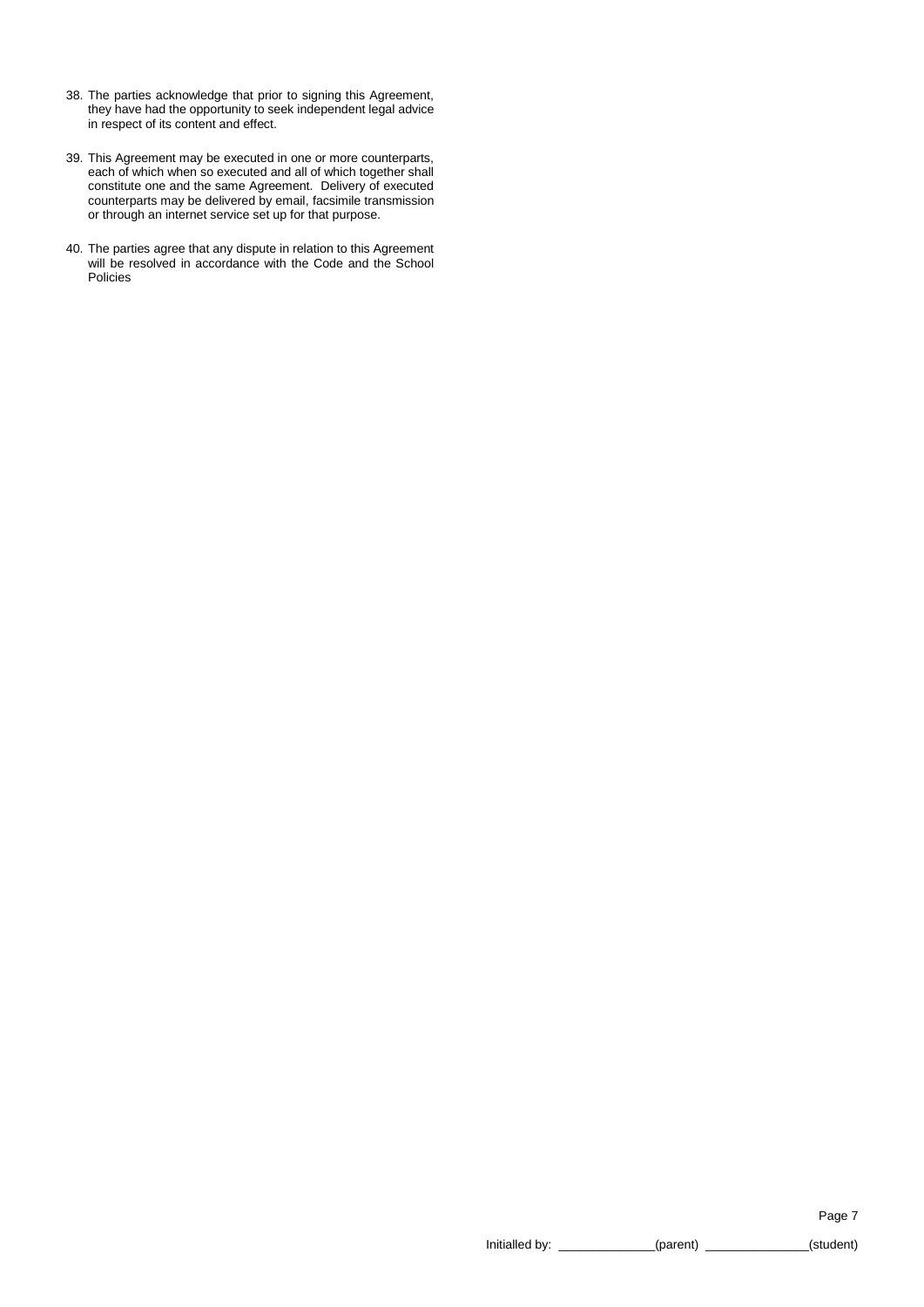38. The parties acknowledge that prior to signing this Agreement, they have had the opportunity to seek independent legal advice in respect of its content and effect.

39. This Agreement may be executed in one or more counterparts, each of which when so executed and all of which together shall constitute one and the same Agreement. Delivery of executed counterparts may be delivered by email, facsimile transmission or through an internet service set up for that purpose.

40. The parties agree that any dispute in relation to this Agreement will be resolved in accordance with the Code and the School Policies

Initialled by: ______________(parent) _______________(student)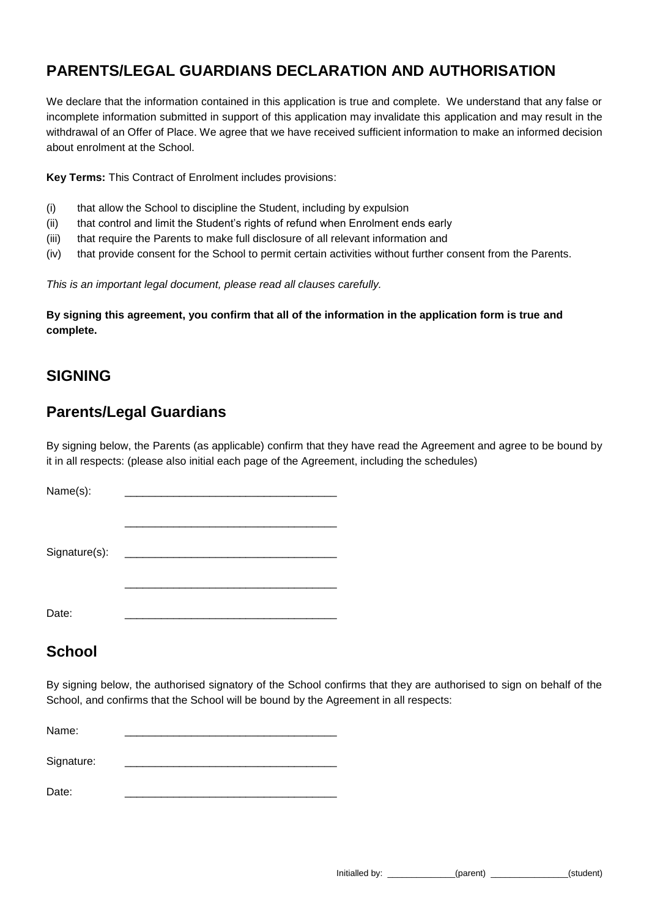## PARENTS/LEGAL GUARDIANS DECLARATION AND AUTHORISATION

We declare that the information contained in this application is true and complete. We understand that any false or incomplete information submitted in support of this application may invalidate this application and may result in the withdrawal of an Offer of Place. We agree that we have received sufficient information to make an informed decision about enrolment at the School.

**Key Terms:** This Contract of Enrolment includes provisions:

(i) that allow the School to discipline the Student, including by expulsion
(ii) that control and limit the Student's rights of refund when Enrolment ends early
(iii) that require the Parents to make full disclosure of all relevant information and
(iv) that provide consent for the School to permit certain activities without further consent from the Parents.

*This is an important legal document, please read all clauses carefully.*

**By signing this agreement, you confirm that all of the information in the application form is true and complete.**

## SIGNING

## Parents/Legal Guardians

By signing below, the Parents (as applicable) confirm that they have read the Agreement and agree to be bound by it in all respects: (please also initial each page of the Agreement, including the schedules)

Name(s): ___________________________________

___________________________________

Signature(s): ___________________________________

___________________________________

Date: ___________________________________

## School

By signing below, the authorised signatory of the School confirms that they are authorised to sign on behalf of the School, and confirms that the School will be bound by the Agreement in all respects:

Name: ___________________________________

Signature: ___________________________________

Date: ___________________________________

Initialled by: ______________(parent) _______________(student)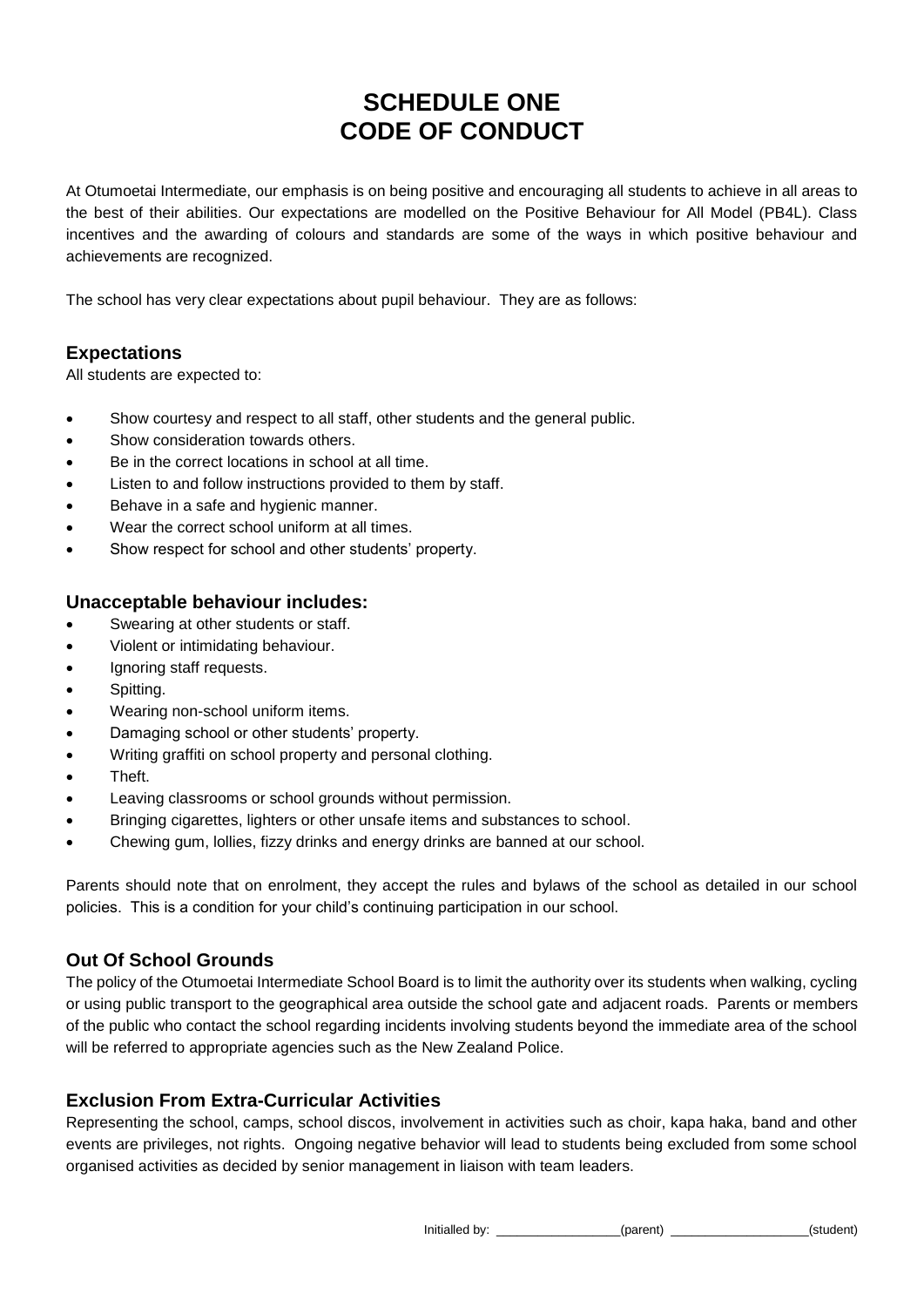# SCHEDULE ONE
# CODE OF CONDUCT

At Otumoetai Intermediate, our emphasis is on being positive and encouraging all students to achieve in all areas to the best of their abilities. Our expectations are modelled on the Positive Behaviour for All Model (PB4L). Class incentives and the awarding of colours and standards are some of the ways in which positive behaviour and achievements are recognized.

The school has very clear expectations about pupil behaviour. They are as follows:

## Expectations

All students are expected to:

- Show courtesy and respect to all staff, other students and the general public.
- Show consideration towards others.
- Be in the correct locations in school at all time.
- Listen to and follow instructions provided to them by staff.
- Behave in a safe and hygienic manner.
- Wear the correct school uniform at all times.
- Show respect for school and other students' property.

## Unacceptable behaviour includes:

- Swearing at other students or staff.
- Violent or intimidating behaviour.
- Ignoring staff requests.
- Spitting.
- Wearing non-school uniform items.
- Damaging school or other students' property.
- Writing graffiti on school property and personal clothing.
- Theft.
- Leaving classrooms or school grounds without permission.
- Bringing cigarettes, lighters or other unsafe items and substances to school.
- Chewing gum, lollies, fizzy drinks and energy drinks are banned at our school.

Parents should note that on enrolment, they accept the rules and bylaws of the school as detailed in our school policies. This is a condition for your child's continuing participation in our school.

## Out Of School Grounds

The policy of the Otumoetai Intermediate School Board is to limit the authority over its students when walking, cycling or using public transport to the geographical area outside the school gate and adjacent roads. Parents or members of the public who contact the school regarding incidents involving students beyond the immediate area of the school will be referred to appropriate agencies such as the New Zealand Police.

## Exclusion From Extra-Curricular Activities

Representing the school, camps, school discos, involvement in activities such as choir, kapa haka, band and other events are privileges, not rights. Ongoing negative behavior will lead to students being excluded from some school organised activities as decided by senior management in liaison with team leaders.

Initialled by: _________________(parent) ___________________(student)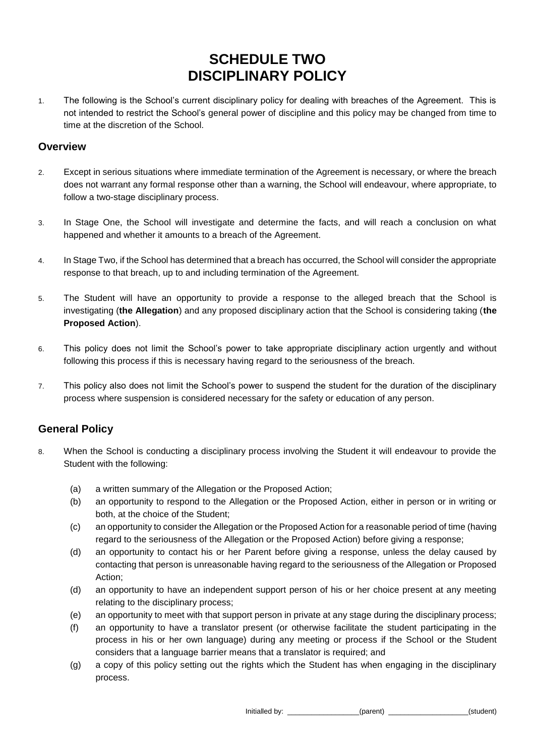# SCHEDULE TWO
# DISCIPLINARY POLICY

1. The following is the School's current disciplinary policy for dealing with breaches of the Agreement. This is not intended to restrict the School's general power of discipline and this policy may be changed from time to time at the discretion of the School.

## Overview

2. Except in serious situations where immediate termination of the Agreement is necessary, or where the breach does not warrant any formal response other than a warning, the School will endeavour, where appropriate, to follow a two-stage disciplinary process.

3. In Stage One, the School will investigate and determine the facts, and will reach a conclusion on what happened and whether it amounts to a breach of the Agreement.

4. In Stage Two, if the School has determined that a breach has occurred, the School will consider the appropriate response to that breach, up to and including termination of the Agreement.

5. The Student will have an opportunity to provide a response to the alleged breach that the School is investigating (**the Allegation**) and any proposed disciplinary action that the School is considering taking (**the Proposed Action**).

6. This policy does not limit the School's power to take appropriate disciplinary action urgently and without following this process if this is necessary having regard to the seriousness of the breach.

7. This policy also does not limit the School's power to suspend the student for the duration of the disciplinary process where suspension is considered necessary for the safety or education of any person.

## General Policy

8. When the School is conducting a disciplinary process involving the Student it will endeavour to provide the Student with the following:

   (a) a written summary of the Allegation or the Proposed Action;
   
   (b) an opportunity to respond to the Allegation or the Proposed Action, either in person or in writing or both, at the choice of the Student;
   
   (c) an opportunity to consider the Allegation or the Proposed Action for a reasonable period of time (having regard to the seriousness of the Allegation or the Proposed Action) before giving a response;
   
   (d) an opportunity to contact his or her Parent before giving a response, unless the delay caused by contacting that person is unreasonable having regard to the seriousness of the Allegation or Proposed Action;
   
   (d) an opportunity to have an independent support person of his or her choice present at any meeting relating to the disciplinary process;
   
   (e) an opportunity to meet with that support person in private at any stage during the disciplinary process;
   
   (f) an opportunity to have a translator present (or otherwise facilitate the student participating in the process in his or her own language) during any meeting or process if the School or the Student considers that a language barrier means that a translator is required; and
   
   (g) a copy of this policy setting out the rights which the Student has when engaging in the disciplinary process.

Initialled by: _________________(parent) ___________________(student)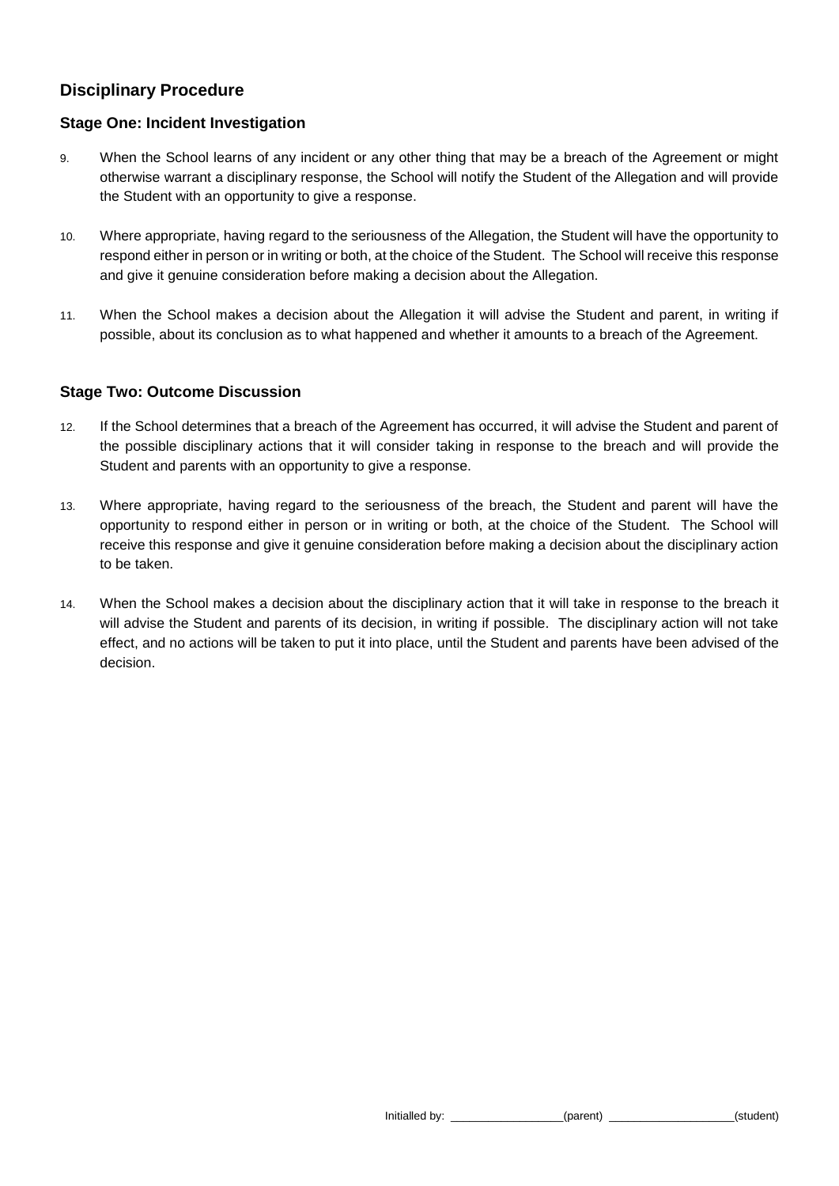## Disciplinary Procedure

### Stage One: Incident Investigation

9. When the School learns of any incident or any other thing that may be a breach of the Agreement or might otherwise warrant a disciplinary response, the School will notify the Student of the Allegation and will provide the Student with an opportunity to give a response.

10. Where appropriate, having regard to the seriousness of the Allegation, the Student will have the opportunity to respond either in person or in writing or both, at the choice of the Student. The School will receive this response and give it genuine consideration before making a decision about the Allegation.

11. When the School makes a decision about the Allegation it will advise the Student and parent, in writing if possible, about its conclusion as to what happened and whether it amounts to a breach of the Agreement.

### Stage Two: Outcome Discussion

12. If the School determines that a breach of the Agreement has occurred, it will advise the Student and parent of the possible disciplinary actions that it will consider taking in response to the breach and will provide the Student and parents with an opportunity to give a response.

13. Where appropriate, having regard to the seriousness of the breach, the Student and parent will have the opportunity to respond either in person or in writing or both, at the choice of the Student. The School will receive this response and give it genuine consideration before making a decision about the disciplinary action to be taken.

14. When the School makes a decision about the disciplinary action that it will take in response to the breach it will advise the Student and parents of its decision, in writing if possible. The disciplinary action will not take effect, and no actions will be taken to put it into place, until the Student and parents have been advised of the decision.

Initialled by: ________________(parent) __________________(student)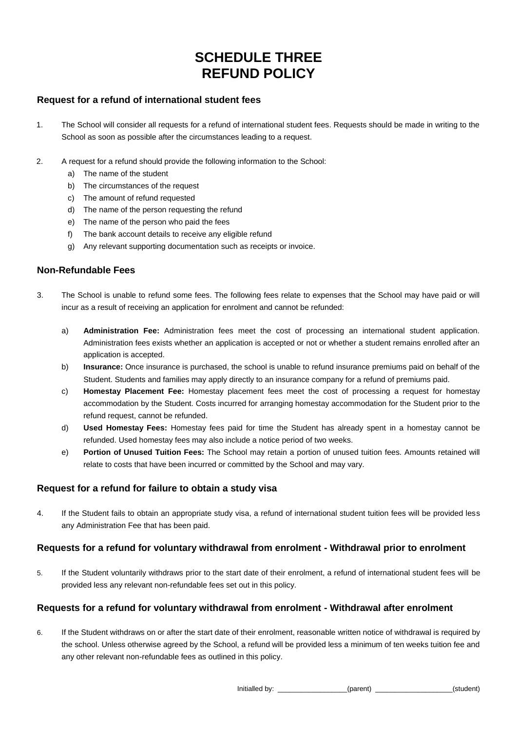# SCHEDULE THREE
# REFUND POLICY

### Request for a refund of international student fees

1. The School will consider all requests for a refund of international student fees. Requests should be made in writing to the School as soon as possible after the circumstances leading to a request.

2. A request for a refund should provide the following information to the School:
   a) The name of the student
   b) The circumstances of the request
   c) The amount of refund requested
   d) The name of the person requesting the refund
   e) The name of the person who paid the fees
   f) The bank account details to receive any eligible refund
   g) Any relevant supporting documentation such as receipts or invoice.

### Non-Refundable Fees

3. The School is unable to refund some fees. The following fees relate to expenses that the School may have paid or will incur as a result of receiving an application for enrolment and cannot be refunded:

   a) **Administration Fee:** Administration fees meet the cost of processing an international student application. Administration fees exists whether an application is accepted or not or whether a student remains enrolled after an application is accepted.
   b) **Insurance:** Once insurance is purchased, the school is unable to refund insurance premiums paid on behalf of the Student. Students and families may apply directly to an insurance company for a refund of premiums paid.
   c) **Homestay Placement Fee:** Homestay placement fees meet the cost of processing a request for homestay accommodation by the Student. Costs incurred for arranging homestay accommodation for the Student prior to the refund request, cannot be refunded.
   d) **Used Homestay Fees:** Homestay fees paid for time the Student has already spent in a homestay cannot be refunded. Used homestay fees may also include a notice period of two weeks.
   e) **Portion of Unused Tuition Fees:** The School may retain a portion of unused tuition fees. Amounts retained will relate to costs that have been incurred or committed by the School and may vary.

### Request for a refund for failure to obtain a study visa

4. If the Student fails to obtain an appropriate study visa, a refund of international student tuition fees will be provided less any Administration Fee that has been paid.

### Requests for a refund for voluntary withdrawal from enrolment - Withdrawal prior to enrolment

5. If the Student voluntarily withdraws prior to the start date of their enrolment, a refund of international student fees will be provided less any relevant non-refundable fees set out in this policy.

### Requests for a refund for voluntary withdrawal from enrolment - Withdrawal after enrolment

6. If the Student withdraws on or after the start date of their enrolment, reasonable written notice of withdrawal is required by the school. Unless otherwise agreed by the School, a refund will be provided less a minimum of ten weeks tuition fee and any other relevant non-refundable fees as outlined in this policy.

Initialled by: \_\_\_\_\_\_\_\_\_\_\_\_\_\_\_\_\_\_(parent) \_\_\_\_\_\_\_\_\_\_\_\_\_\_\_\_\_\_\_\_(student)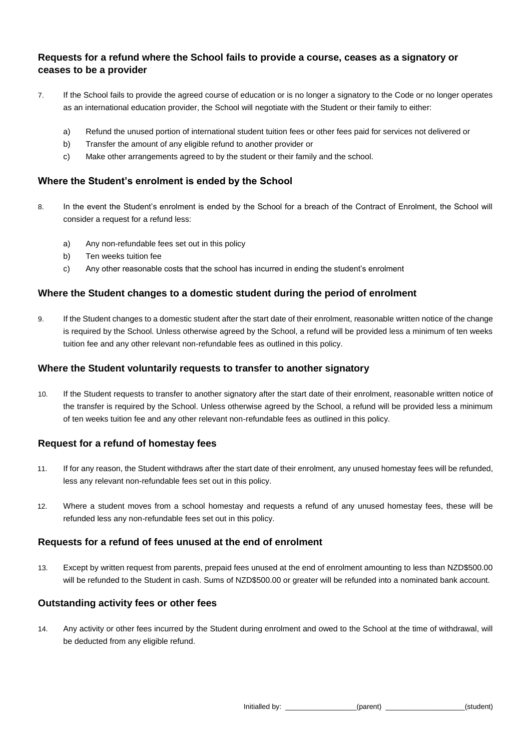### Requests for a refund where the School fails to provide a course, ceases as a signatory or ceases to be a provider

7. If the School fails to provide the agreed course of education or is no longer a signatory to the Code or no longer operates as an international education provider, the School will negotiate with the Student or their family to either:

    a) Refund the unused portion of international student tuition fees or other fees paid for services not delivered or
    b) Transfer the amount of any eligible refund to another provider or
    c) Make other arrangements agreed to by the student or their family and the school.

### Where the Student's enrolment is ended by the School

8. In the event the Student's enrolment is ended by the School for a breach of the Contract of Enrolment, the School will consider a request for a refund less:

    a) Any non-refundable fees set out in this policy
    b) Ten weeks tuition fee
    c) Any other reasonable costs that the school has incurred in ending the student's enrolment

### Where the Student changes to a domestic student during the period of enrolment

9. If the Student changes to a domestic student after the start date of their enrolment, reasonable written notice of the change is required by the School. Unless otherwise agreed by the School, a refund will be provided less a minimum of ten weeks tuition fee and any other relevant non-refundable fees as outlined in this policy.

### Where the Student voluntarily requests to transfer to another signatory

10. If the Student requests to transfer to another signatory after the start date of their enrolment, reasonable written notice of the transfer is required by the School. Unless otherwise agreed by the School, a refund will be provided less a minimum of ten weeks tuition fee and any other relevant non-refundable fees as outlined in this policy.

### Request for a refund of homestay fees

11. If for any reason, the Student withdraws after the start date of their enrolment, any unused homestay fees will be refunded, less any relevant non-refundable fees set out in this policy.

12. Where a student moves from a school homestay and requests a refund of any unused homestay fees, these will be refunded less any non-refundable fees set out in this policy.

### Requests for a refund of fees unused at the end of enrolment

13. Except by written request from parents, prepaid fees unused at the end of enrolment amounting to less than NZD$500.00 will be refunded to the Student in cash. Sums of NZD$500.00 or greater will be refunded into a nominated bank account.

### Outstanding activity fees or other fees

14. Any activity or other fees incurred by the Student during enrolment and owed to the School at the time of withdrawal, will be deducted from any eligible refund.

Initialled by: \_\_\_\_\_\_\_\_\_\_\_\_\_\_\_\_\_\_(parent) \_\_\_\_\_\_\_\_\_\_\_\_\_\_\_\_\_\_\_\_(student)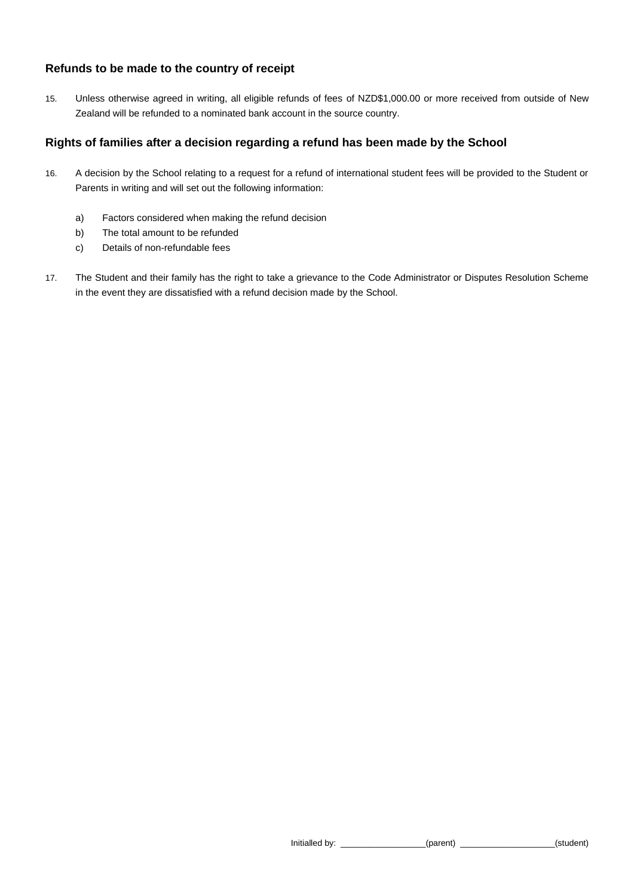## Refunds to be made to the country of receipt

15. Unless otherwise agreed in writing, all eligible refunds of fees of NZD$1,000.00 or more received from outside of New Zealand will be refunded to a nominated bank account in the source country.

## Rights of families after a decision regarding a refund has been made by the School

16. A decision by the School relating to a request for a refund of international student fees will be provided to the Student or Parents in writing and will set out the following information:

    a) Factors considered when making the refund decision
    b) The total amount to be refunded
    c) Details of non-refundable fees

17. The Student and their family has the right to take a grievance to the Code Administrator or Disputes Resolution Scheme in the event they are dissatisfied with a refund decision made by the School.

Initialled by: _________________(parent) ___________________(student)